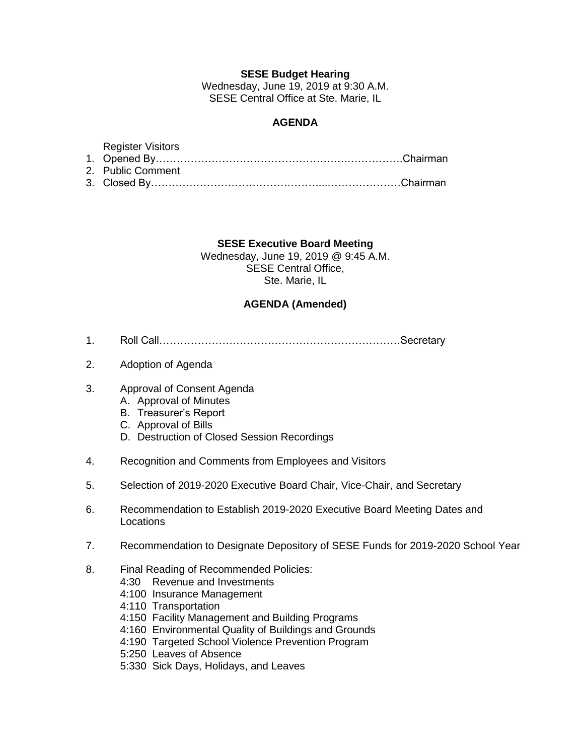**SESE Budget Hearing**

Wednesday, June 19, 2019 at 9:30 A.M.
SESE Central Office at Ste. Marie, IL

**AGENDA**

Register Visitors

1. Opened By……………………………………………….…………….Chairman
2. Public Comment
3. Closed By……………………………………….....…………………Chairman

**SESE Executive Board Meeting**

Wednesday, June 19, 2019 @ 9:45 A.M.
SESE Central Office,
Ste. Marie, IL

**AGENDA (Amended)**

1. Roll Call…………………………………….………………………Secretary

2. Adoption of Agenda

3. Approval of Consent Agenda
   - A. Approval of Minutes
   - B. Treasurer's Report
   - C. Approval of Bills
   - D. Destruction of Closed Session Recordings

4. Recognition and Comments from Employees and Visitors

5. Selection of 2019-2020 Executive Board Chair, Vice-Chair, and Secretary

6. Recommendation to Establish 2019-2020 Executive Board Meeting Dates and Locations

7. Recommendation to Designate Depository of SESE Funds for 2019-2020 School Year

8. Final Reading of Recommended Policies:
   - 4:30 Revenue and Investments
   - 4:100 Insurance Management
   - 4:110 Transportation
   - 4:150 Facility Management and Building Programs
   - 4:160 Environmental Quality of Buildings and Grounds
   - 4:190 Targeted School Violence Prevention Program
   - 5:250 Leaves of Absence
   - 5:330 Sick Days, Holidays, and Leaves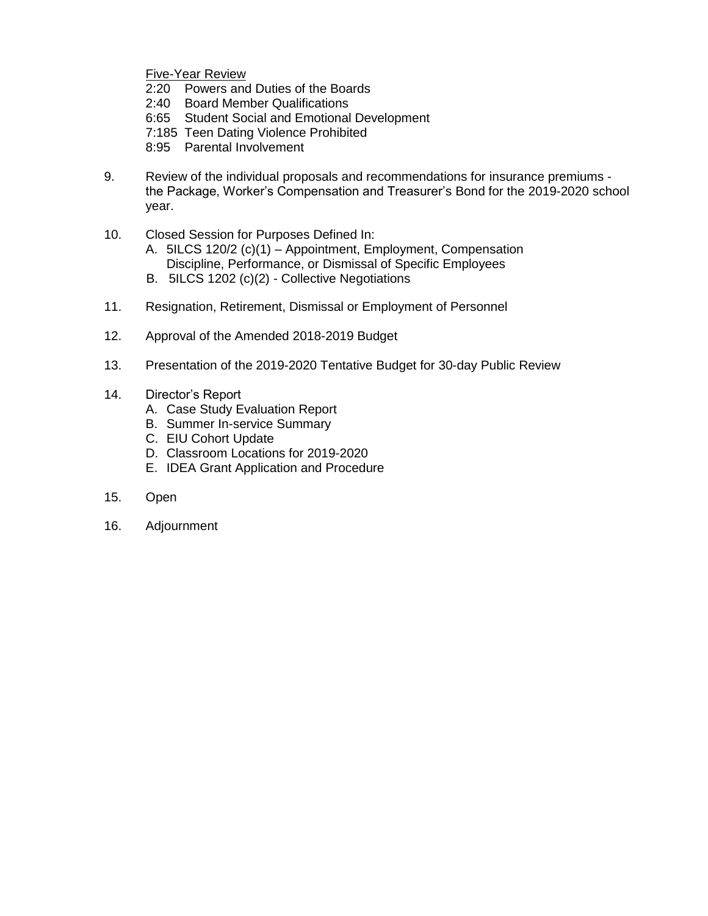Five-Year Review

2:20 Powers and Duties of the Boards
2:40 Board Member Qualifications
6:65 Student Social and Emotional Development
7:185 Teen Dating Violence Prohibited
8:95 Parental Involvement

9. Review of the individual proposals and recommendations for insurance premiums - the Package, Worker's Compensation and Treasurer's Bond for the 2019-2020 school year.

10. Closed Session for Purposes Defined In:
    A. 5ILCS 120/2 (c)(1) – Appointment, Employment, Compensation Discipline, Performance, or Dismissal of Specific Employees
    B. 5ILCS 1202 (c)(2) - Collective Negotiations

11. Resignation, Retirement, Dismissal or Employment of Personnel

12. Approval of the Amended 2018-2019 Budget

13. Presentation of the 2019-2020 Tentative Budget for 30-day Public Review

14. Director's Report
    A. Case Study Evaluation Report
    B. Summer In-service Summary
    C. EIU Cohort Update
    D. Classroom Locations for 2019-2020
    E. IDEA Grant Application and Procedure

15. Open

16. Adjournment